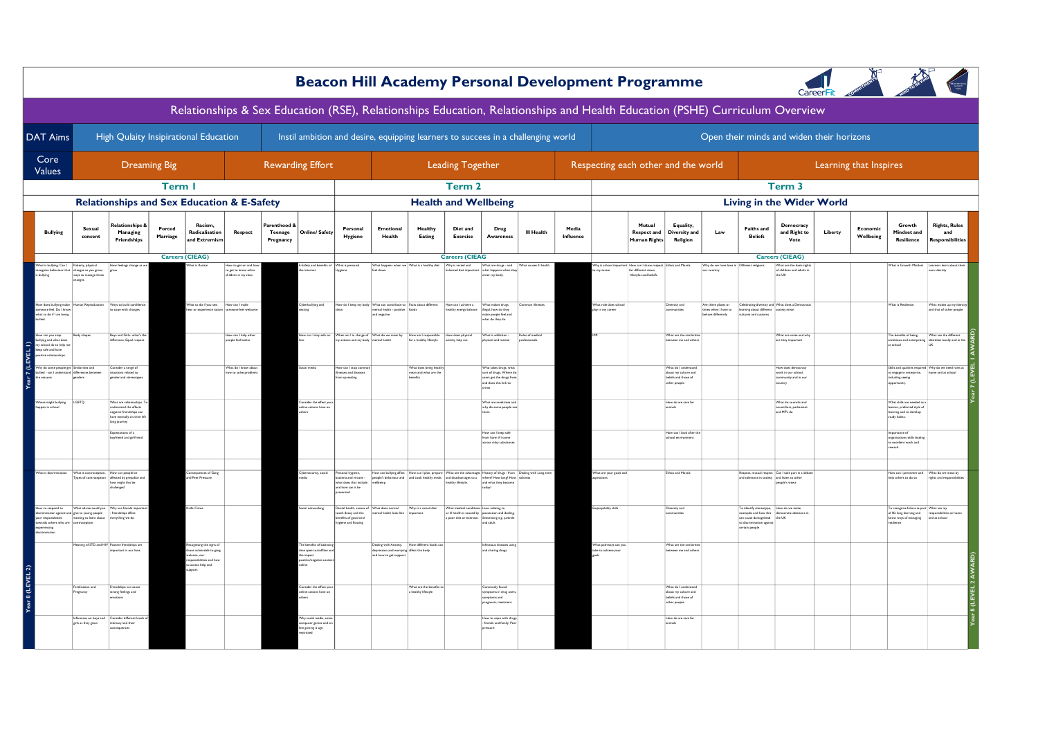# Beacon Hill Academy Personal Development Programme

## Relationships & Sex Education (RSE), Relationships Education, Relationships and Health Education (PSHE) Curriculum Overview

| DAT Aims | High Qulaity Inspirational Education | Instil ambition and desire, equipping learners to succees in a challenging world | Open their minds and widen their horizons |
|---|---|---|---|

| Core Values | Dreaming Big | Rewarding Effort | Leading Together | Respecting each other and the world | Learning that Inspires |
|---|---|---|---|---|---|

**Term 1 – Relationships and Sex Education & E-Safety** (Careers (CIEAG))

**Term 2 – Health and Wellbeing** (Careers (CIEAG))

**Term 3 – Living in the Wider World** (Careers (CIEAG))

| Year | Bullying | Sexual consent | Relationships & Managing Friendships | Forced Marriage | Racism, Radicalisation and Extremism | Respect | Parenthood & Teenage Pregnancy | Online/ Safety | Personal Hygiene | Emotional Health | Healthy Eating | Diet and Exercise | Drug Awareness | Ill Health | Media Influence | | Mutual Respect and Human Rights | Equality, Diversity and Religion | Law | Faiths and Beliefs | Democracy and Right to Vote | Liberty | Economic Wellbeing | Growth Mindset and Resilience | Rights, Rules and Responsibilities |
|---|---|---|---|---|---|---|---|---|---|---|---|---|---|---|---|---|---|---|---|---|---|---|---|---|---|
| Year 7 (LEVEL 1) | What is bullying. Can I recognise behaviour that is bullying | Puberty, physical changes as you grow, ways to manage these changes | How feelings change as we grow | | What is Racism | How to get on and how to get to know other children in my class | | E-Safety and benefits of the internet | What is personal Hygiene | What happens when we feel down | What is a healthy diet | Why is varied and balanced diet important | What are drugs - and what happens when they enter my body. | What causes ill health | | Why is school important to my career | How can I show respect for different views, lifestyles and beliefs | Ethics and Morals | Why do we have laws in our country | Different religions. | What are the basic rights of children and adults in the UK | | | What is Growth Mindset | Learners learn about their own identity |
| Year 7 (LEVEL 1) | How does bullying make someone feel. Do I know what to do if I am being bullied. | Human Reproduction | Ways to build confidence to cope with changes | | What to do if you see, hear or experience racism | How can I make someone feel welcome | | Cyberbullying and sexting | How do I keep my body clean | What can contribute to mental health - positive and negative | Facts about different foods | How can I achieve a healthy energy balance | What makes drugs illegal, how do they make people feel and what do they do | Common illnesses | | What role does school play in my career | | Diversity and communities | Are there places or times when I have to behave differently | Celebrating diversity and learning about different cultures and customs | What does a Democratic society mean | | | What is Resilience | What makes up my identity and that of other people |
| Year 7 (LEVEL 1) | How can you stop bullying and what does my school do to help me keep safe and have positive relationships. | Body shapes | Boys and Girls: what's the difference, Equal respect | | | How can I help other people feel better | | How can I stay safe on line. | What am I in charge of my actions and my body | What do we mean by mental health | How am I responsible for a healthy lifestyle | How does physical activity help me | What is addiction - physical and mental | Roles of medical professionals | | LMI | | What are the similarities between me and others | | | What are votes and why are they important | | | The benefits of being ambitious and enterprising at school | What are the different identities locally and in the UK |
| Year 7 (LEVEL 1) | Why do some people get bullied - can I understand the reasons | Similarities and differences between genders | Consider a range of situations related to gender and stereotypes | | | What do I know about how to solve problems | | Social media | How can I stop common diseases and diseases from spreading | | What does being healthy mean and what are the benefits | | What takes drugs, what sort of drugs. Where do users get the drugs from and does this link to crime | | | | | What do I understand about my culture and beliefs and those of other people. | | | How does democracy work in our school, community and in our country | | | Skills and qualities required to engage in enterprise, including seeing opportunity. | Why do we need rules at home and at school |
| Year 7 (LEVEL 1) | Where might bullying happen in school | LGBTQ | What are relationships. To understand the effects negative friendships can have mentally on their life long journey | | | | | Consider the effect your online actions have on others | | | | | What are medicines and why do some people use them | | | | | How do we care for animals | | | What do councils and councillors, parliament and MPs do | | | What skills are needed as a learner, preferred style of learning and to develop study habits. | |
| Year 7 (LEVEL 1) | | | Expectations of a boyfriend and girlfriend | | | | | | | | | | How can I keep safe from harm if I come across risky substances | | | | | How can I look after the school environment | | | | | | Importance of organisations skills leading to excellent work and reward. | |
| Year 8 (LEVEL 2) | What is discrimination | What is contraception, Types of contraception | How can people be affected by prejudice and how might this be challenged | | Consequences of Gang and Peer Pressure | | | Cybersecurity, social media | Personal hygiene, bacteria and viruses - what does that include and how can it be prevented | How can bullying affect people's behaviour and wellbeing | How can I plan, prepare and cook healthy meals | What are the advantages and disadvantages to a healthy lifestyle. | History of drugs - from where? How long? How and what they become today! | Dealing with Long term sickness | | What are your goals and aspirations | | Ethics and Morals | | Respect, mutual respect and tolerance in society | Can I take part in a debate and listen to other people's views | | | How can I persevere and help others to do so | What do we mean by rights and responsibilities |
| Year 8 (LEVEL 2) | How to respond to discrimination against and your responsibilities towards others who are experiencing discrimination | What advice could you give to young people wanting to learn about contraception | Why are friends important - friendships affect everything we do. | | Knife Crime | | | Social networking | Dental health, causes of tooth decay and the benefits of good oral hygiene and flossing | What does normal mental health look like | Why is a varied diet important | What medical conditions or ill health is caused by a poor diet or exercise | Laws relating to possession and dealing. Sentencing eg, juvenile and adult | | | Employability skills | | Diversity and communities | | To identify stereotype, examples and how this can cause disregarded to discrimination against certain people | How do we make democratic decisions in the UK | | | To recognise failure as part of life long learning and know ways of managing resilience | What are my responsibilities at home and at school |
| Year 8 (LEVEL 2) | | Meaning of STD and HIV | Positive friendships are important in our lives | | Recognising the signs of those vulnerable to gang violence, our responsibilities and how to access help and support. | | | The benefits of balancing time spent and offline and the impact positive/negative content online | | Dealing with Anxiety, depression and worrying and how to get support | How different foods can affect the body | | Infectious diseases using and sharing drugs | | | What pathways can you take to achieve your goals | | What are the similarities between me and others | | | | | | | |
| Year 8 (LEVEL 2) | | Fertilisation and Pregnancy | Friendships can cause strong feelings and emotions. | | | | | Consider the effect your online actions have on others | | | What are the benefits to a healthy lifestyle | | Commonly found symptoms in drug users, symptoms and prognosis, treatment | | | | | What do I understand about my culture and beliefs and those of other people. | | | | | | | |
| Year 8 (LEVEL 2) | | Influences on boys and girls as they grow | Consider different levels of intimacy and their consequences | | | | | Why social media, some computer games and on line gaming is age restricted | | | | | How to cope with drugs - friends and family. Peer pressure | | | | | How do we care for animals | | | | | | | |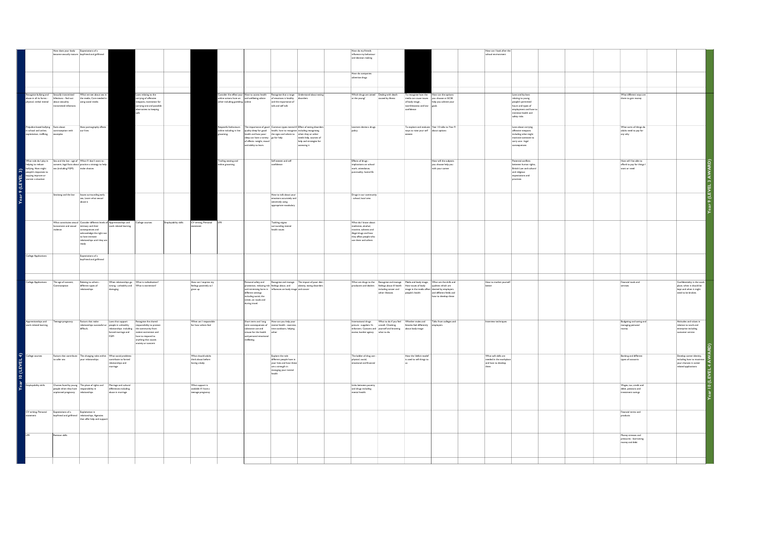| | | | | | | | | | | | | | | | | | | | | | | | | | | |
|---|---|---|---|---|---|---|---|---|---|---|---|---|---|---|---|---|---|---|---|---|---|---|---|---|---|---|
| Year 9 (LEVEL 3) | | How does your body become sexually mature | Expectations of a boyfriend and girlfriend | | | | | | | | | | How do my friends influence my behaviour and decision making | | | | | How can I look after the school environment | | | | | | | | Year 9 (LEVEL 3 AWARD) |
| | | | | | | | | | | | | | How do companies advertise drugs | | | | | | | | | | | | | |
| | Recognise bullying and abuse in all its forms - physical, verbal mental | Sexually transmitted infections - find out about sexuality transmitted infections | What we see about sex in the media. Care needed in using social media. | | Laws relating to the carrying of offensive weapons, motivation for carrying one and possible alternatives to keeping safe | | | Consider the effect your online actions have on other including gambling | How to access health and wellbeing advice online | Recognise that a range of emotions is healthy and the importance of talk and self talk | Understand about eating disorders | | Which drugs are aimed at the young? | Dealing with death caused by illness | To recognise how the media can cause issues of body image, worthlessness and low confidence | How can the options you choose at GCSE help you achieve your goals | | | Laws and by laws relating to young people's permitted hours and types of employment and how to minimise health and safety risks | | | | What different ways are there to gain money | | | |
| | Prejudice-based bullying in school and online, exploitation, trafficking | Facts about contraception with examples | How pornography affects our lives | | | | | Respectful behaviours online including on line grooming | The importance of good quality sleep for good health and how poor sleep can have a variety of effects - weight, mood and ability to learn. | Common types mental ill health, how to recognise the signs and where to go for help | Effect of eating disorders including recognising when they or other needs help, sources of help and strategies for accessing it | | Learners devise a drugs policy | | To explore and evaluate ways to raise your self esteem | Year 10 talks to Year 9 about options | | | Laws about carrying offensive weapons including what might motivate someone to carry one - legal consequences | | | | What sorts of things do adults need to pay for any why | | | |
| | What role do I play in helping to reduce bullying. How might people's responses to bullying improve or worsen a situation | Sex and the law - age of consent, legal facts about sex (including FGM) | What if I don't want to - practice a strategy to help make choices | | | | | Trolling sexting and online grooming | | Self esteem and self confidence | | | Effects of drugs - implications on school work: attendance, punctuality, home life | | | How will the subjects you choose help you with your career | | | Potential conflicts between human rights, British Law and cultural and religious expectations and practices | | | | How will I be able to afford to pay for things I want or need | | | |
| | | Sexting and the law | Issues surrounding early sex. Learn what sexual abuse is | | | | | | | How to talk about your emotions accurately and sensitively using appropriate vocabulary | | | Drugs in our community - school, local area | | | | | | | | | | | | | |
| | | What constitutes sexual harassment and sexual violence | Consider different levels of intimacy and their consequences and acknowledge the right not to have intimate relationships until they are ready | Apprenticeships and work related learning | College courses | Employability skills | CV writing, Personal statement | LMI | | Tackling stigma surrounding mental health issues | | | What do I know about medicines, alcohol, nicotine, solvents and illegal drugs and how they affect people who use them and others | | | | | | | | | | | | | |
| | College Applications | | Expectations of a boyfriend and girlfriend | | | | | | | | | | | | | | | | | | | | | | | |
| Year 10 (LEVEL 4) | College Applications | The age of consent, Contraception | Relating to others - different types of relationships | When relationships go wrong - unhealthy and damaging | What is radicalisation? What is extremism? | | How can I express my feelings positively as I grow up | | Personal safety and protection, reducing risk and minimising harm in different settings including social, the street, on roads and during travel. | Recognise and manage feelings about, and influences on body image | The impact of poor diet - obesity, eating disorders and cancer | | What are the drugs to the producers and dealers | Recognise and manage feelings about ill health including cancer and other illnesses | Media and body image. How issues of body image in the media affect people's health | What are the skills and qualities which are desired by employers and different fields and how to develop these | | How to market yourself better | | | | | Financial tools and services | | Confidentiality in the work place, when it should be kept and when it might need to be broken. | Year 10 (LEVEL 4 AWARD) |
| | Apprenticeships and work related learning | Teenage pregnancy | Factors that make relationships successful or difficult. | Laws that support people in unhealthy relationships including forced marriage and FGM | Recognise the shared responsibility to protect the community from violent extremism and how to respond to anything that causes anxiety or concern | | When am I responsible for how others feel | | Short term and long term consequences of substance use and misuse for the health and personal emotional wellbeing | How can you help your mental health - exercise, time outdoors, helping other | | | International drugs picture - suppliers Vs enforcers. Customs and excise border agency | What to do if you feel unwell. Checking yourself and knowing what to do | Whether males and females feel differently about body image | Talks from colleges and employers | | Interview techniques | | | | | Budgeting and saving and managing personal money | | Attitudes and values in relation to work and enterprise including customer service | |
| | College courses | Factors that contribute to safer sex | The changing roles within your relationships | What social problems contribute to forced relationships and marriage | | | What should adults think about before having a baby | | | Explore the role different people have in your lives and how these are a strength in managing your mental health | | | The ladder of drug use - physical, social, emotional and financial | | How the 'deficit model' is used to sell things to us | | | What soft skills are needed in the workplace and how to develop them | | | | | Banking and different types of accounts | | Develop career identity, including how to maximise your chances in career related applications. | |
| | Employability skills | Choices faced by young people when they have unplanned pregnancy | The place of rights and responsibility in relationships | Marriage and cultural differences including abuse in marriage | | | What support is available if I have a teenage pregnancy | | | | | | Links between poverty and drugs including mental health | | | | | | | | | | Wages, tax, credit and debit, pensions and investment savings | | | |
| | CV writing, Personal statement | Expectations of a boyfriend and girlfriend | Exploitation in relationships. Agencies that offer help and support | | | | | | | | | | | | | | | | | | | | Financial terms and products | | | |
| | LMI | Revision skills | | | | | | | | | | | | | | | | | | | | | Money stresses and pressures - borrowing money and debt | | | |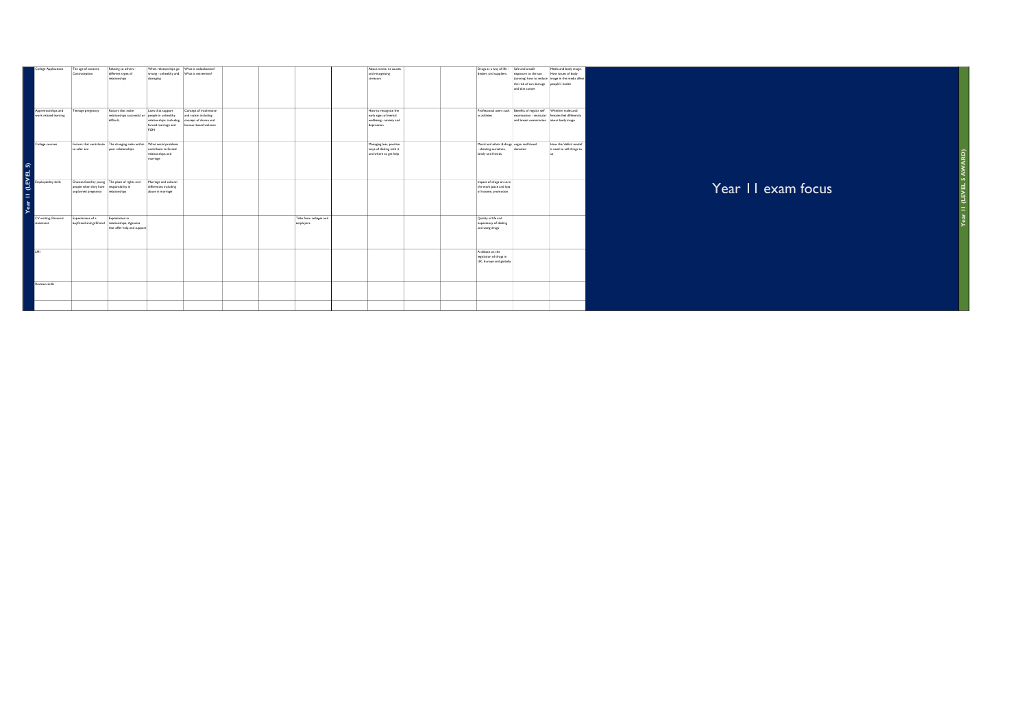**Year 11 (LEVEL 5)**

| | | | | | | | | | | | | | | |
|---|---|---|---|---|---|---|---|---|---|---|---|---|---|---|
| College Applications | The age of consent, Contraception | Relating to others - different types of relationships | When relationships go wrong - unhealthy and damaging | What is radicalisation? What is extremism? | | | | | About stress, its causes and recognising stressors | | | Drugs as a way of life - dealers and suppliers. | Safe and unsafe exposure to the sun (tanning) how to reduce the risk of sun damage and skin cancer | Media and body image. How issues of body image in the media affect people's health |
| Apprenticeships and work related learning | Teenage pregnancy | Factors that make relationships successful or difficult. | Laws that support people in unhealthy relationships including forced marriage and FGM. | Concept of intolerance and racism including concepts of shame and honour based violence | | | | | How to recognise the early signs of mental wellbeing - anxiety and depression | | | Professional users such as athletes | Benefits of regular self examination - testicular and breast examination | Whether males and females feel differently about body image |
| College courses | Factors that contribute to safer sex | The changing roles within your relationships | What social problems contribute to forced relationships and marriage | | | | | | Managing loss, positive ways of dealing with it and where to get help | | | Moral and ethics & drugs - cheating ourselves, family and friends. | organ and blood donation | How the 'deficit model' is used to sell things to us |
| Employability skills | Choices faced by young people when they have unplanned pregnancy | The place of rights and responsibility in relationships | Marriage and cultural differences including abuse in marriage | | | | | | | | | Impact of drugs on us in the work place and loss of income, promotion | | |
| CV writing, Personal statement | Expectations of a boyfriend and girlfriend | Exploitation in relationships, Agencies that offer help and support | | | | | Talks from colleges and employers | | | | | Quality of life and expectancy of dealing and using drugs | | |
| LMI | | | | | | | | | | | | A debate on the legislation of drugs in UK, Europe and globally | | |
| Revision skills | | | | | | | | | | | | | | |
| | | | | | | | | | | | | | | |

Year 11 exam focus

**Year 11 (LEVEL 5 AWARD)**